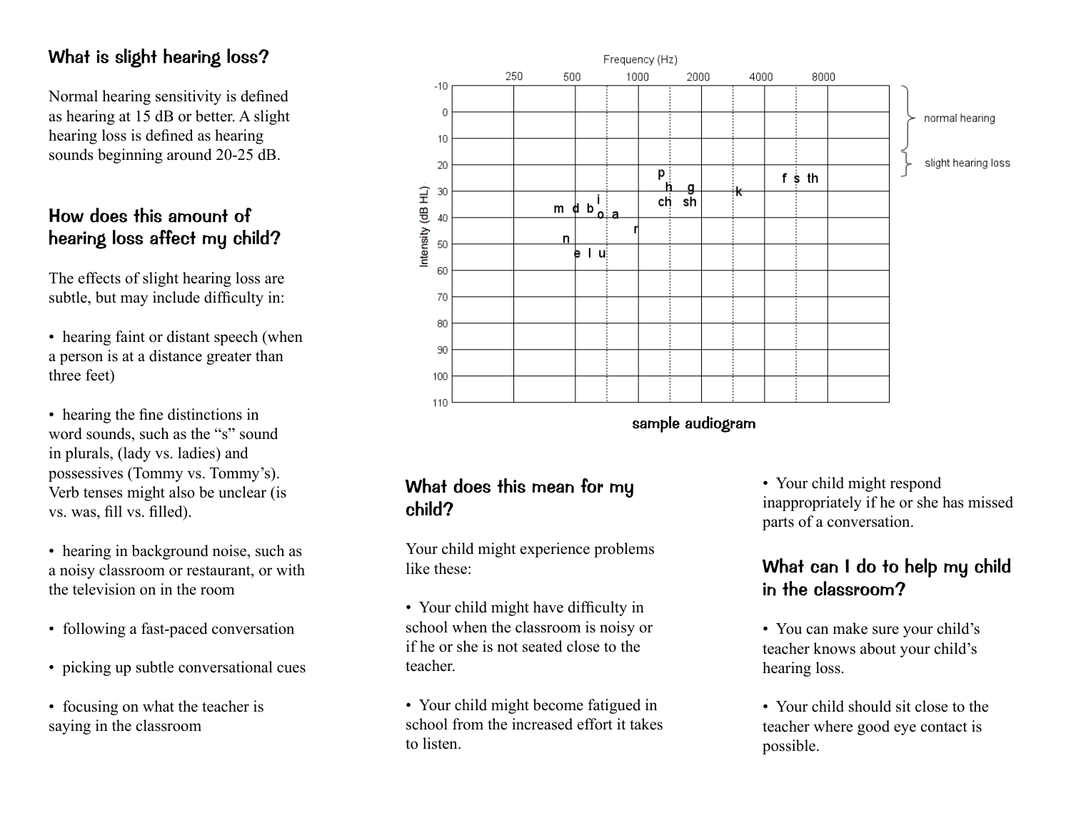## What is slight hearing loss?

Normal hearing sensitivity is defined as hearing at 15 dB or better. A slight hearing loss is defined as hearing sounds beginning around 20-25 dB.

## How does this amount of hearing loss affect my child?

The effects of slight hearing loss are subtle, but may include difficulty in:

- hearing faint or distant speech (when a person is at a distance greater than three feet)
- hearing the fine distinctions in word sounds, such as the "s" sound in plurals, (lady vs. ladies) and possessives (Tommy vs. Tommy's). Verb tenses might also be unclear (is vs. was, fill vs. filled).
- hearing in background noise, such as a noisy classroom or restaurant, or with the television on in the room
- following a fast-paced conversation
- picking up subtle conversational cues
- focusing on what the teacher is saying in the classroom

sample audiogram

## What does this mean for my child?

Your child might experience problems like these:

- Your child might have difficulty in school when the classroom is noisy or if he or she is not seated close to the teacher.
- Your child might become fatigued in school from the increased effort it takes to listen.
- Your child might respond inappropriately if he or she has missed parts of a conversation.

## What can I do to help my child in the classroom?

- You can make sure your child's teacher knows about your child's hearing loss.
- Your child should sit close to the teacher where good eye contact is possible.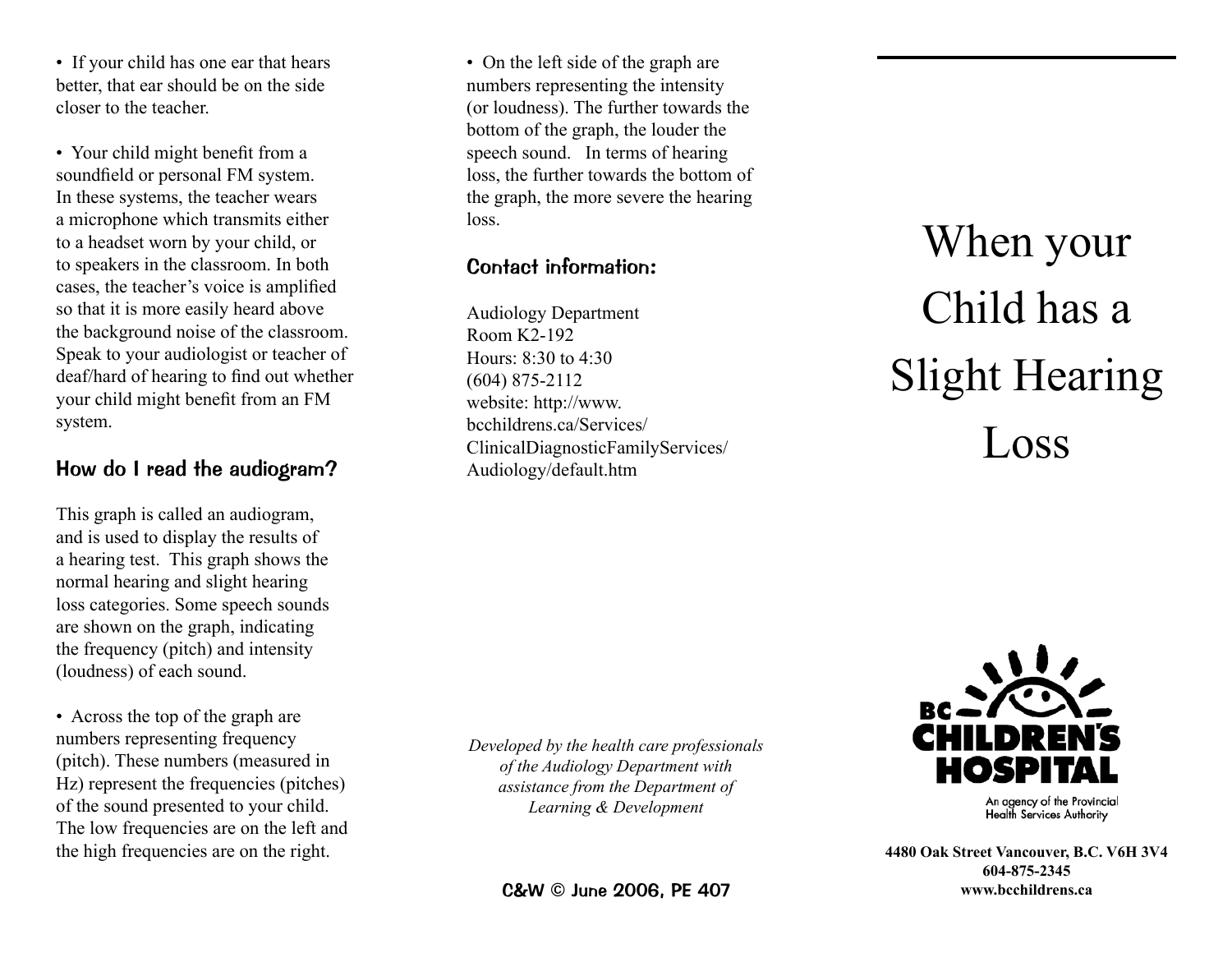- If your child has one ear that hears better, that ear should be on the side closer to the teacher.

- Your child might benefit from a soundfield or personal FM system. In these systems, the teacher wears a microphone which transmits either to a headset worn by your child, or to speakers in the classroom. In both cases, the teacher's voice is amplified so that it is more easily heard above the background noise of the classroom. Speak to your audiologist or teacher of deaf/hard of hearing to find out whether your child might benefit from an FM system.

## How do I read the audiogram?

This graph is called an audiogram, and is used to display the results of a hearing test. This graph shows the normal hearing and slight hearing loss categories. Some speech sounds are shown on the graph, indicating the frequency (pitch) and intensity (loudness) of each sound.

- Across the top of the graph are numbers representing frequency (pitch). These numbers (measured in Hz) represent the frequencies (pitches) of the sound presented to your child. The low frequencies are on the left and the high frequencies are on the right.

- On the left side of the graph are numbers representing the intensity (or loudness). The further towards the bottom of the graph, the louder the speech sound. In terms of hearing loss, the further towards the bottom of the graph, the more severe the hearing loss.

## Contact information:

Audiology Department
Room K2-192
Hours: 8:30 to 4:30
(604) 875-2112
website: http://www.bcchildrens.ca/Services/ClinicalDiagnosticFamilyServices/Audiology/default.htm

*Developed by the health care professionals of the Audiology Department with assistance from the Department of Learning & Development*

C&W © June 2006, PE 407

# When your Child has a Slight Hearing Loss

BC CHILDREN'S HOSPITAL

An agency of the Provincial Health Services Authority

**4480 Oak Street Vancouver, B.C. V6H 3V4**
**604-875-2345**
**www.bcchildrens.ca**